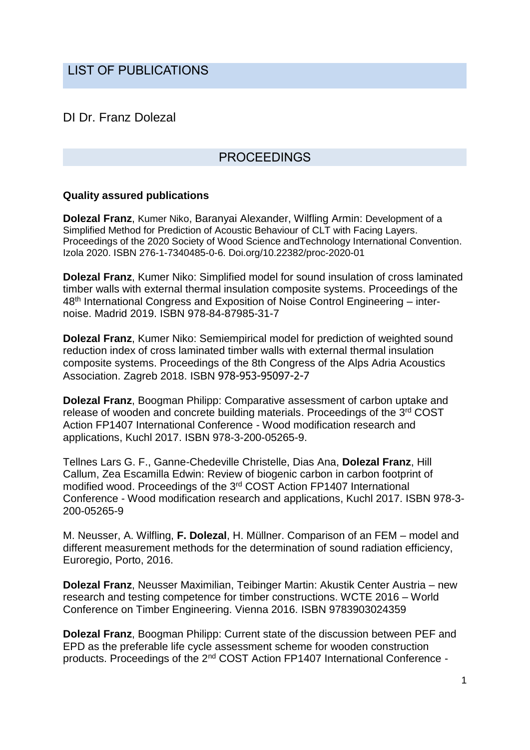# LIST OF PUBLICATIONS

DI Dr. Franz Dolezal

## PROCEEDINGS

**Quality assured publications**

**Dolezal Franz**, Kumer Niko, Baranyai Alexander, Wilfling Armin: Development of a Simplified Method for Prediction of Acoustic Behaviour of CLT with Facing Layers. Proceedings of the 2020 Society of Wood Science andTechnology International Convention. Izola 2020. ISBN 276-1-7340485-0-6. Doi.org/10.22382/proc-2020-01

**Dolezal Franz**, Kumer Niko: Simplified model for sound insulation of cross laminated timber walls with external thermal insulation composite systems. Proceedings of the 48th International Congress and Exposition of Noise Control Engineering – inter-noise. Madrid 2019. ISBN 978-84-87985-31-7

**Dolezal Franz**, Kumer Niko: Semiempirical model for prediction of weighted sound reduction index of cross laminated timber walls with external thermal insulation composite systems. Proceedings of the 8th Congress of the Alps Adria Acoustics Association. Zagreb 2018. ISBN 978-953-95097-2-7

**Dolezal Franz**, Boogman Philipp: Comparative assessment of carbon uptake and release of wooden and concrete building materials. Proceedings of the 3rd COST Action FP1407 International Conference - Wood modification research and applications, Kuchl 2017. ISBN 978-3-200-05265-9.

Tellnes Lars G. F., Ganne-Chedeville Christelle, Dias Ana, **Dolezal Franz**, Hill Callum, Zea Escamilla Edwin: Review of biogenic carbon in carbon footprint of modified wood. Proceedings of the 3rd COST Action FP1407 International Conference - Wood modification research and applications, Kuchl 2017. ISBN 978-3-200-05265-9

M. Neusser, A. Wilfling, **F. Dolezal**, H. Müllner. Comparison of an FEM – model and different measurement methods for the determination of sound radiation efficiency, Euroregio, Porto, 2016.

**Dolezal Franz**, Neusser Maximilian, Teibinger Martin: Akustik Center Austria – new research and testing competence for timber constructions. WCTE 2016 – World Conference on Timber Engineering. Vienna 2016. ISBN 9783903024359

**Dolezal Franz**, Boogman Philipp: Current state of the discussion between PEF and EPD as the preferable life cycle assessment scheme for wooden construction products. Proceedings of the 2nd COST Action FP1407 International Conference -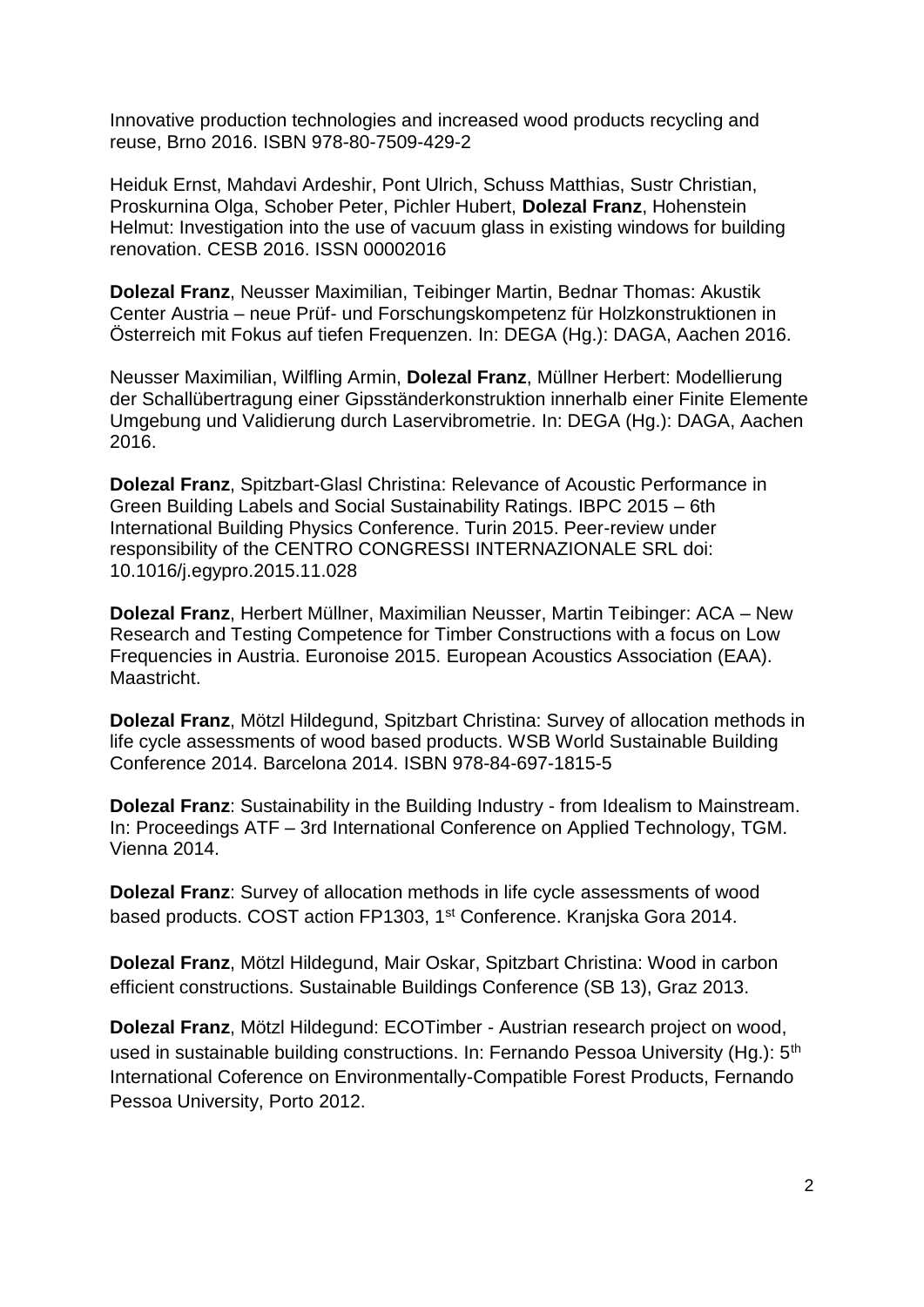Innovative production technologies and increased wood products recycling and reuse, Brno 2016. ISBN 978-80-7509-429-2

Heiduk Ernst, Mahdavi Ardeshir, Pont Ulrich, Schuss Matthias, Sustr Christian, Proskurnina Olga, Schober Peter, Pichler Hubert, **Dolezal Franz**, Hohenstein Helmut: Investigation into the use of vacuum glass in existing windows for building renovation. CESB 2016. ISSN 00002016

**Dolezal Franz**, Neusser Maximilian, Teibinger Martin, Bednar Thomas: Akustik Center Austria – neue Prüf- und Forschungskompetenz für Holzkonstruktionen in Österreich mit Fokus auf tiefen Frequenzen. In: DEGA (Hg.): DAGA, Aachen 2016.

Neusser Maximilian, Wilfling Armin, **Dolezal Franz**, Müllner Herbert: Modellierung der Schallübertragung einer Gipsständerkonstruktion innerhalb einer Finite Elemente Umgebung und Validierung durch Laservibrometrie. In: DEGA (Hg.): DAGA, Aachen 2016.

**Dolezal Franz**, Spitzbart-Glasl Christina: Relevance of Acoustic Performance in Green Building Labels and Social Sustainability Ratings. IBPC 2015 – 6th International Building Physics Conference. Turin 2015. Peer-review under responsibility of the CENTRO CONGRESSI INTERNAZIONALE SRL doi: 10.1016/j.egypro.2015.11.028

**Dolezal Franz**, Herbert Müllner, Maximilian Neusser, Martin Teibinger: ACA – New Research and Testing Competence for Timber Constructions with a focus on Low Frequencies in Austria. Euronoise 2015. European Acoustics Association (EAA). Maastricht.

**Dolezal Franz**, Mötzl Hildegund, Spitzbart Christina: Survey of allocation methods in life cycle assessments of wood based products. WSB World Sustainable Building Conference 2014. Barcelona 2014. ISBN 978-84-697-1815-5

**Dolezal Franz**: Sustainability in the Building Industry - from Idealism to Mainstream. In: Proceedings ATF – 3rd International Conference on Applied Technology, TGM. Vienna 2014.

**Dolezal Franz**: Survey of allocation methods in life cycle assessments of wood based products. COST action FP1303, 1st Conference. Kranjska Gora 2014.

**Dolezal Franz**, Mötzl Hildegund, Mair Oskar, Spitzbart Christina: Wood in carbon efficient constructions. Sustainable Buildings Conference (SB 13), Graz 2013.

**Dolezal Franz**, Mötzl Hildegund: ECOTimber - Austrian research project on wood, used in sustainable building constructions. In: Fernando Pessoa University (Hg.): 5th International Coference on Environmentally-Compatible Forest Products, Fernando Pessoa University, Porto 2012.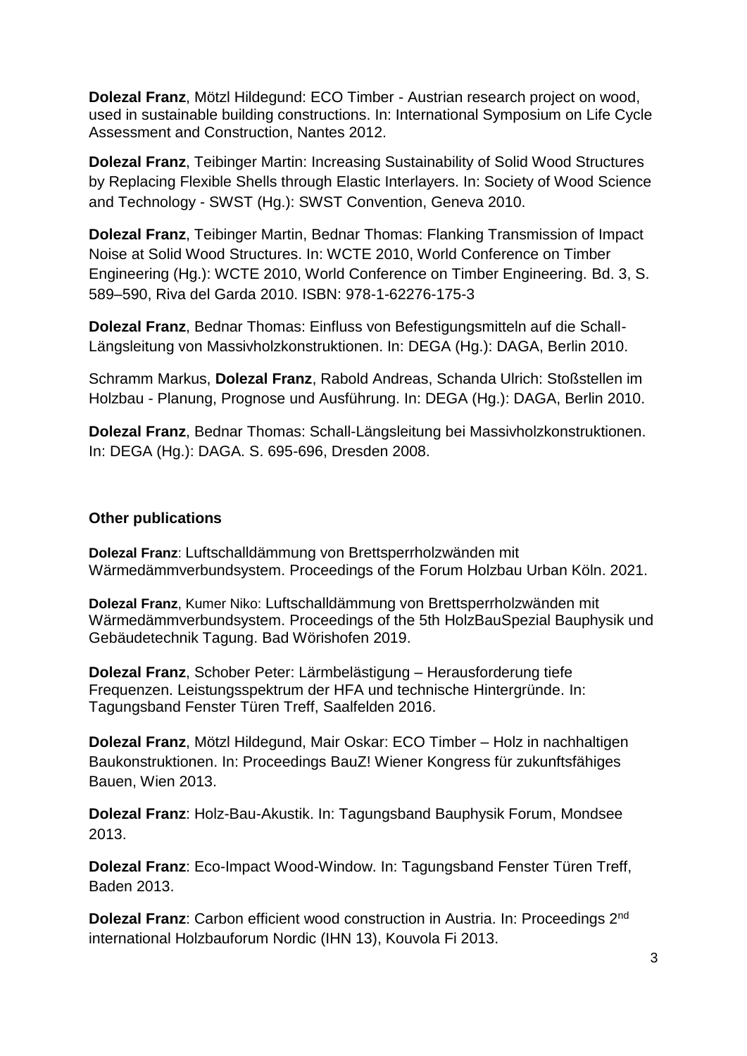**Dolezal Franz**, Mötzl Hildegund: ECO Timber - Austrian research project on wood, used in sustainable building constructions. In: International Symposium on Life Cycle Assessment and Construction, Nantes 2012.

**Dolezal Franz**, Teibinger Martin: Increasing Sustainability of Solid Wood Structures by Replacing Flexible Shells through Elastic Interlayers. In: Society of Wood Science and Technology - SWST (Hg.): SWST Convention, Geneva 2010.

**Dolezal Franz**, Teibinger Martin, Bednar Thomas: Flanking Transmission of Impact Noise at Solid Wood Structures. In: WCTE 2010, World Conference on Timber Engineering (Hg.): WCTE 2010, World Conference on Timber Engineering. Bd. 3, S. 589–590, Riva del Garda 2010. ISBN: 978-1-62276-175-3

**Dolezal Franz**, Bednar Thomas: Einfluss von Befestigungsmitteln auf die Schall-Längsleitung von Massivholzkonstruktionen. In: DEGA (Hg.): DAGA, Berlin 2010.

Schramm Markus, **Dolezal Franz**, Rabold Andreas, Schanda Ulrich: Stoßstellen im Holzbau - Planung, Prognose und Ausführung. In: DEGA (Hg.): DAGA, Berlin 2010.

**Dolezal Franz**, Bednar Thomas: Schall-Längsleitung bei Massivholzkonstruktionen. In: DEGA (Hg.): DAGA. S. 695-696, Dresden 2008.

### Other publications

**Dolezal Franz**: Luftschalldämmung von Brettsperrholzwänden mit Wärmedämmverbundsystem. Proceedings of the Forum Holzbau Urban Köln. 2021.

**Dolezal Franz**, Kumer Niko: Luftschalldämmung von Brettsperrholzwänden mit Wärmedämmverbundsystem. Proceedings of the 5th HolzBauSpezial Bauphysik und Gebäudetechnik Tagung. Bad Wörishofen 2019.

**Dolezal Franz**, Schober Peter: Lärmbelästigung – Herausforderung tiefe Frequenzen. Leistungsspektrum der HFA und technische Hintergründe. In: Tagungsband Fenster Türen Treff, Saalfelden 2016.

**Dolezal Franz**, Mötzl Hildegund, Mair Oskar: ECO Timber – Holz in nachhaltigen Baukonstruktionen. In: Proceedings BauZ! Wiener Kongress für zukunftsfähiges Bauen, Wien 2013.

**Dolezal Franz**: Holz-Bau-Akustik. In: Tagungsband Bauphysik Forum, Mondsee 2013.

**Dolezal Franz**: Eco-Impact Wood-Window. In: Tagungsband Fenster Türen Treff, Baden 2013.

**Dolezal Franz**: Carbon efficient wood construction in Austria. In: Proceedings 2nd international Holzbauforum Nordic (IHN 13), Kouvola Fi 2013.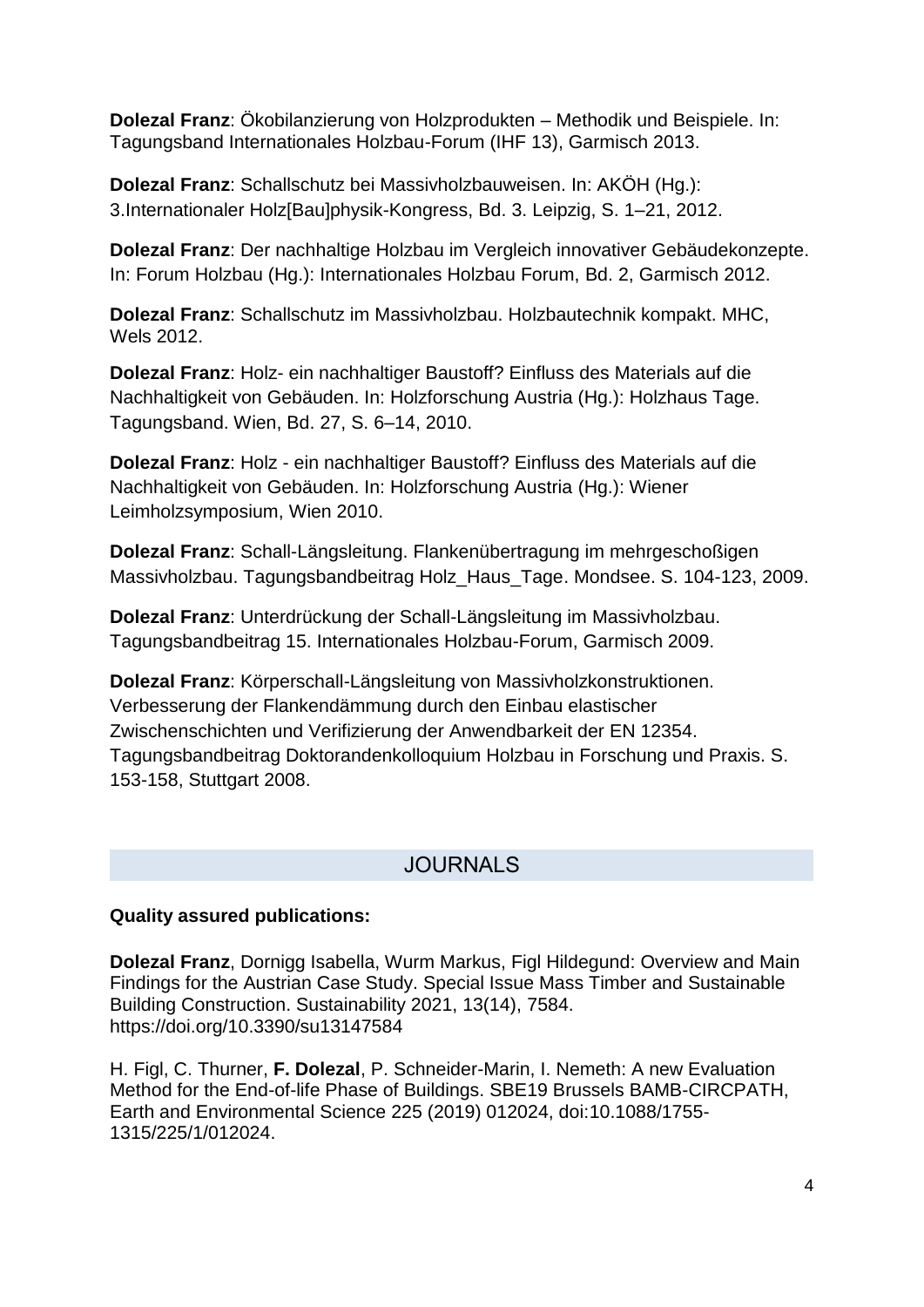**Dolezal Franz**: Ökobilanzierung von Holzprodukten – Methodik und Beispiele. In: Tagungsband Internationales Holzbau-Forum (IHF 13), Garmisch 2013.

**Dolezal Franz**: Schallschutz bei Massivholzbauweisen. In: AKÖH (Hg.): 3.Internationaler Holz[Bau]physik-Kongress, Bd. 3. Leipzig, S. 1–21, 2012.

**Dolezal Franz**: Der nachhaltige Holzbau im Vergleich innovativer Gebäudekonzepte. In: Forum Holzbau (Hg.): Internationales Holzbau Forum, Bd. 2, Garmisch 2012.

**Dolezal Franz**: Schallschutz im Massivholzbau. Holzbautechnik kompakt. MHC, Wels 2012.

**Dolezal Franz**: Holz- ein nachhaltiger Baustoff? Einfluss des Materials auf die Nachhaltigkeit von Gebäuden. In: Holzforschung Austria (Hg.): Holzhaus Tage. Tagungsband. Wien, Bd. 27, S. 6–14, 2010.

**Dolezal Franz**: Holz - ein nachhaltiger Baustoff? Einfluss des Materials auf die Nachhaltigkeit von Gebäuden. In: Holzforschung Austria (Hg.): Wiener Leimholzsymposium, Wien 2010.

**Dolezal Franz**: Schall-Längsleitung. Flankenübertragung im mehrgeschoßigen Massivholzbau. Tagungsbandbeitrag Holz_Haus_Tage. Mondsee. S. 104-123, 2009.

**Dolezal Franz**: Unterdrückung der Schall-Längsleitung im Massivholzbau. Tagungsbandbeitrag 15. Internationales Holzbau-Forum, Garmisch 2009.

**Dolezal Franz**: Körperschall-Längsleitung von Massivholzkonstruktionen. Verbesserung der Flankendämmung durch den Einbau elastischer Zwischenschichten und Verifizierung der Anwendbarkeit der EN 12354. Tagungsbandbeitrag Doktorandenkolloquium Holzbau in Forschung und Praxis. S. 153-158, Stuttgart 2008.

## JOURNALS

**Quality assured publications:**

**Dolezal Franz**, Dornigg Isabella, Wurm Markus, Figl Hildegund: Overview and Main Findings for the Austrian Case Study. Special Issue Mass Timber and Sustainable Building Construction. Sustainability 2021, 13(14), 7584. https://doi.org/10.3390/su13147584

H. Figl, C. Thurner, **F. Dolezal**, P. Schneider-Marin, I. Nemeth: A new Evaluation Method for the End-of-life Phase of Buildings. SBE19 Brussels BAMB-CIRCPATH, Earth and Environmental Science 225 (2019) 012024, doi:10.1088/1755-1315/225/1/012024.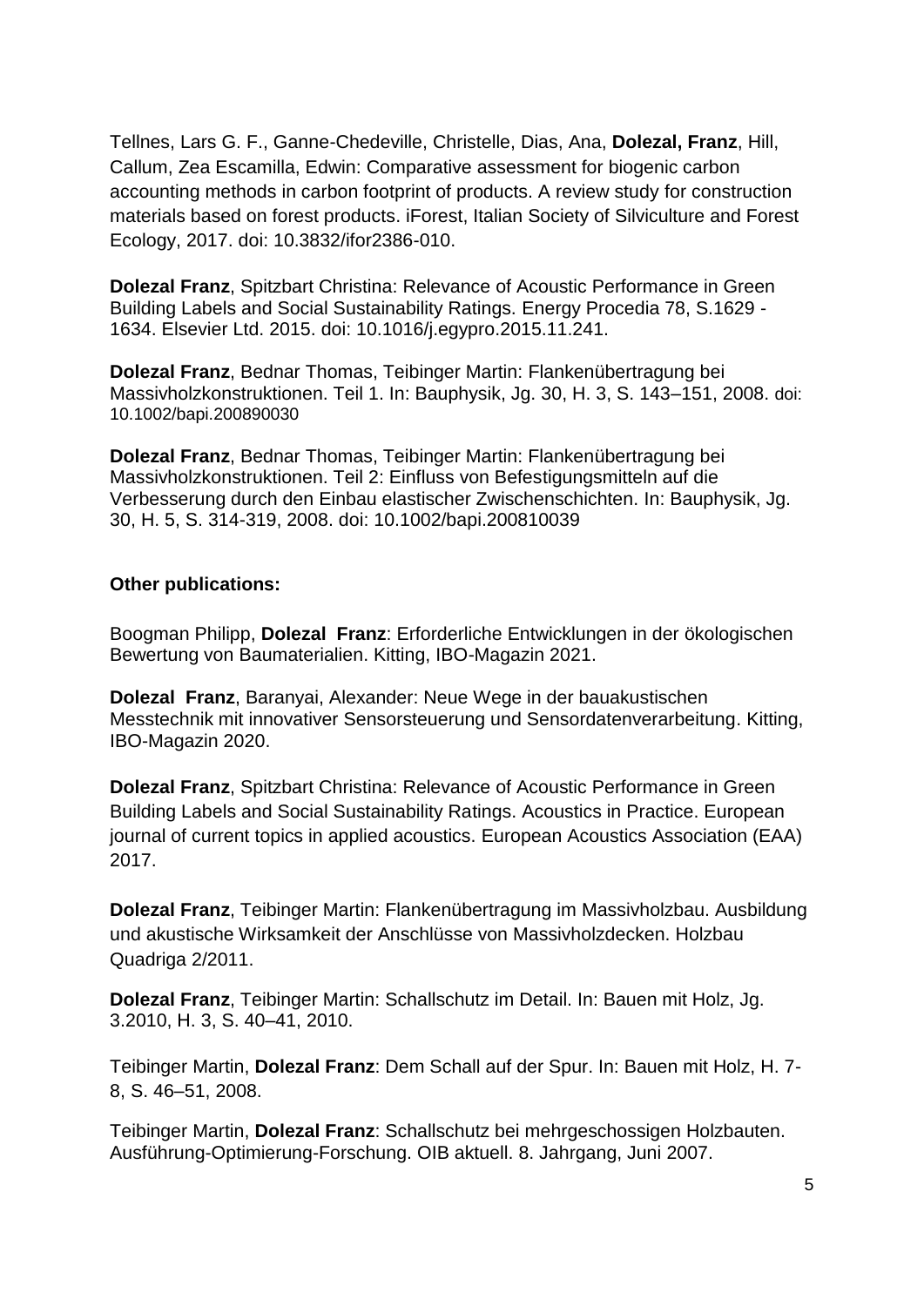Tellnes, Lars G. F., Ganne-Chedeville, Christelle, Dias, Ana, **Dolezal, Franz**, Hill, Callum, Zea Escamilla, Edwin: Comparative assessment for biogenic carbon accounting methods in carbon footprint of products. A review study for construction materials based on forest products. iForest, Italian Society of Silviculture and Forest Ecology, 2017. doi: 10.3832/ifor2386-010.

**Dolezal Franz**, Spitzbart Christina: Relevance of Acoustic Performance in Green Building Labels and Social Sustainability Ratings. Energy Procedia 78, S.1629 - 1634. Elsevier Ltd. 2015. doi: 10.1016/j.egypro.2015.11.241.

**Dolezal Franz**, Bednar Thomas, Teibinger Martin: Flankenübertragung bei Massivholzkonstruktionen. Teil 1. In: Bauphysik, Jg. 30, H. 3, S. 143–151, 2008. doi: 10.1002/bapi.200890030

**Dolezal Franz**, Bednar Thomas, Teibinger Martin: Flankenübertragung bei Massivholzkonstruktionen. Teil 2: Einfluss von Befestigungsmitteln auf die Verbesserung durch den Einbau elastischer Zwischenschichten. In: Bauphysik, Jg. 30, H. 5, S. 314-319, 2008. doi: 10.1002/bapi.200810039

**Other publications:**

Boogman Philipp, **Dolezal Franz**: Erforderliche Entwicklungen in der ökologischen Bewertung von Baumaterialien. Kitting, IBO-Magazin 2021.

**Dolezal Franz**, Baranyai, Alexander: Neue Wege in der bauakustischen Messtechnik mit innovativer Sensorsteuerung und Sensordatenverarbeitung. Kitting, IBO-Magazin 2020.

**Dolezal Franz**, Spitzbart Christina: Relevance of Acoustic Performance in Green Building Labels and Social Sustainability Ratings. Acoustics in Practice. European journal of current topics in applied acoustics. European Acoustics Association (EAA) 2017.

**Dolezal Franz**, Teibinger Martin: Flankenübertragung im Massivholzbau. Ausbildung und akustische Wirksamkeit der Anschlüsse von Massivholzdecken. Holzbau Quadriga 2/2011.

**Dolezal Franz**, Teibinger Martin: Schallschutz im Detail. In: Bauen mit Holz, Jg. 3.2010, H. 3, S. 40–41, 2010.

Teibinger Martin, **Dolezal Franz**: Dem Schall auf der Spur. In: Bauen mit Holz, H. 7-8, S. 46–51, 2008.

Teibinger Martin, **Dolezal Franz**: Schallschutz bei mehrgeschossigen Holzbauten. Ausführung-Optimierung-Forschung. OIB aktuell. 8. Jahrgang, Juni 2007.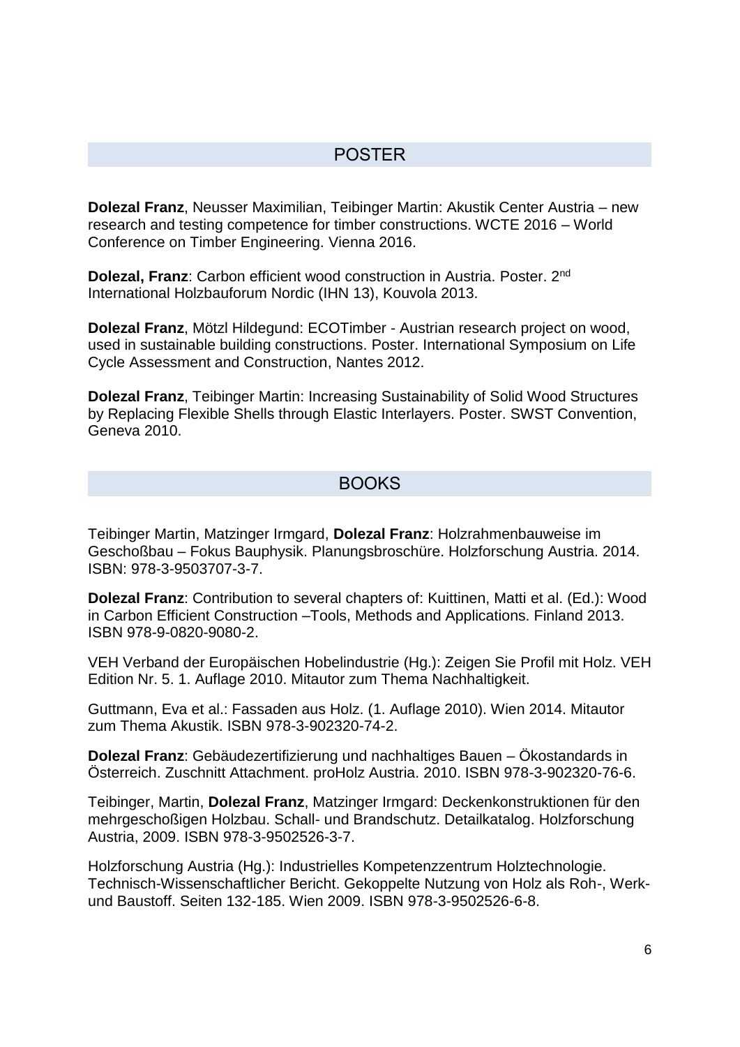## POSTER

**Dolezal Franz**, Neusser Maximilian, Teibinger Martin: Akustik Center Austria – new research and testing competence for timber constructions. WCTE 2016 – World Conference on Timber Engineering. Vienna 2016.

**Dolezal, Franz**: Carbon efficient wood construction in Austria. Poster. 2nd International Holzbauforum Nordic (IHN 13), Kouvola 2013.

**Dolezal Franz**, Mötzl Hildegund: ECOTimber - Austrian research project on wood, used in sustainable building constructions. Poster. International Symposium on Life Cycle Assessment and Construction, Nantes 2012.

**Dolezal Franz**, Teibinger Martin: Increasing Sustainability of Solid Wood Structures by Replacing Flexible Shells through Elastic Interlayers. Poster. SWST Convention, Geneva 2010.

## BOOKS

Teibinger Martin, Matzinger Irmgard, **Dolezal Franz**: Holzrahmenbauweise im Geschoßbau – Fokus Bauphysik. Planungsbroschüre. Holzforschung Austria. 2014. ISBN: 978-3-9503707-3-7.

**Dolezal Franz**: Contribution to several chapters of: Kuittinen, Matti et al. (Ed.): Wood in Carbon Efficient Construction –Tools, Methods and Applications. Finland 2013. ISBN 978-9-0820-9080-2.

VEH Verband der Europäischen Hobelindustrie (Hg.): Zeigen Sie Profil mit Holz. VEH Edition Nr. 5. 1. Auflage 2010. Mitautor zum Thema Nachhaltigkeit.

Guttmann, Eva et al.: Fassaden aus Holz. (1. Auflage 2010). Wien 2014. Mitautor zum Thema Akustik. ISBN 978-3-902320-74-2.

**Dolezal Franz**: Gebäudezertifizierung und nachhaltiges Bauen – Ökostandards in Österreich. Zuschnitt Attachment. proHolz Austria. 2010. ISBN 978-3-902320-76-6.

Teibinger, Martin, **Dolezal Franz**, Matzinger Irmgard: Deckenkonstruktionen für den mehrgeschoßigen Holzbau. Schall- und Brandschutz. Detailkatalog. Holzforschung Austria, 2009. ISBN 978-3-9502526-3-7.

Holzforschung Austria (Hg.): Industrielles Kompetenzzentrum Holztechnologie. Technisch-Wissenschaftlicher Bericht. Gekoppelte Nutzung von Holz als Roh-, Werk- und Baustoff. Seiten 132-185. Wien 2009. ISBN 978-3-9502526-6-8.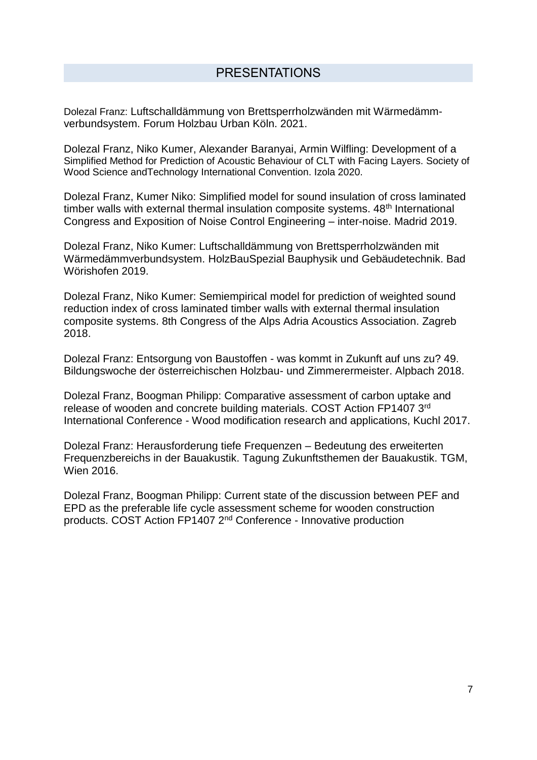## PRESENTATIONS

Dolezal Franz: Luftschalldämmung von Brettsperrholzwänden mit Wärmedämm-verbundsystem. Forum Holzbau Urban Köln. 2021.

Dolezal Franz, Niko Kumer, Alexander Baranyai, Armin Wilfling: Development of a Simplified Method for Prediction of Acoustic Behaviour of CLT with Facing Layers. Society of Wood Science andTechnology International Convention. Izola 2020.

Dolezal Franz, Kumer Niko: Simplified model for sound insulation of cross laminated timber walls with external thermal insulation composite systems. 48th International Congress and Exposition of Noise Control Engineering – inter-noise. Madrid 2019.

Dolezal Franz, Niko Kumer: Luftschalldämmung von Brettsperrholzwänden mit Wärmedämmverbundsystem. HolzBauSpezial Bauphysik und Gebäudetechnik. Bad Wörishofen 2019.

Dolezal Franz, Niko Kumer: Semiempirical model for prediction of weighted sound reduction index of cross laminated timber walls with external thermal insulation composite systems. 8th Congress of the Alps Adria Acoustics Association. Zagreb 2018.

Dolezal Franz: Entsorgung von Baustoffen - was kommt in Zukunft auf uns zu? 49. Bildungswoche der österreichischen Holzbau- und Zimmerermeister. Alpbach 2018.

Dolezal Franz, Boogman Philipp: Comparative assessment of carbon uptake and release of wooden and concrete building materials. COST Action FP1407 3rd International Conference - Wood modification research and applications, Kuchl 2017.

Dolezal Franz: Herausforderung tiefe Frequenzen – Bedeutung des erweiterten Frequenzbereichs in der Bauakustik. Tagung Zukunftsthemen der Bauakustik. TGM, Wien 2016.

Dolezal Franz, Boogman Philipp: Current state of the discussion between PEF and EPD as the preferable life cycle assessment scheme for wooden construction products. COST Action FP1407 2nd Conference - Innovative production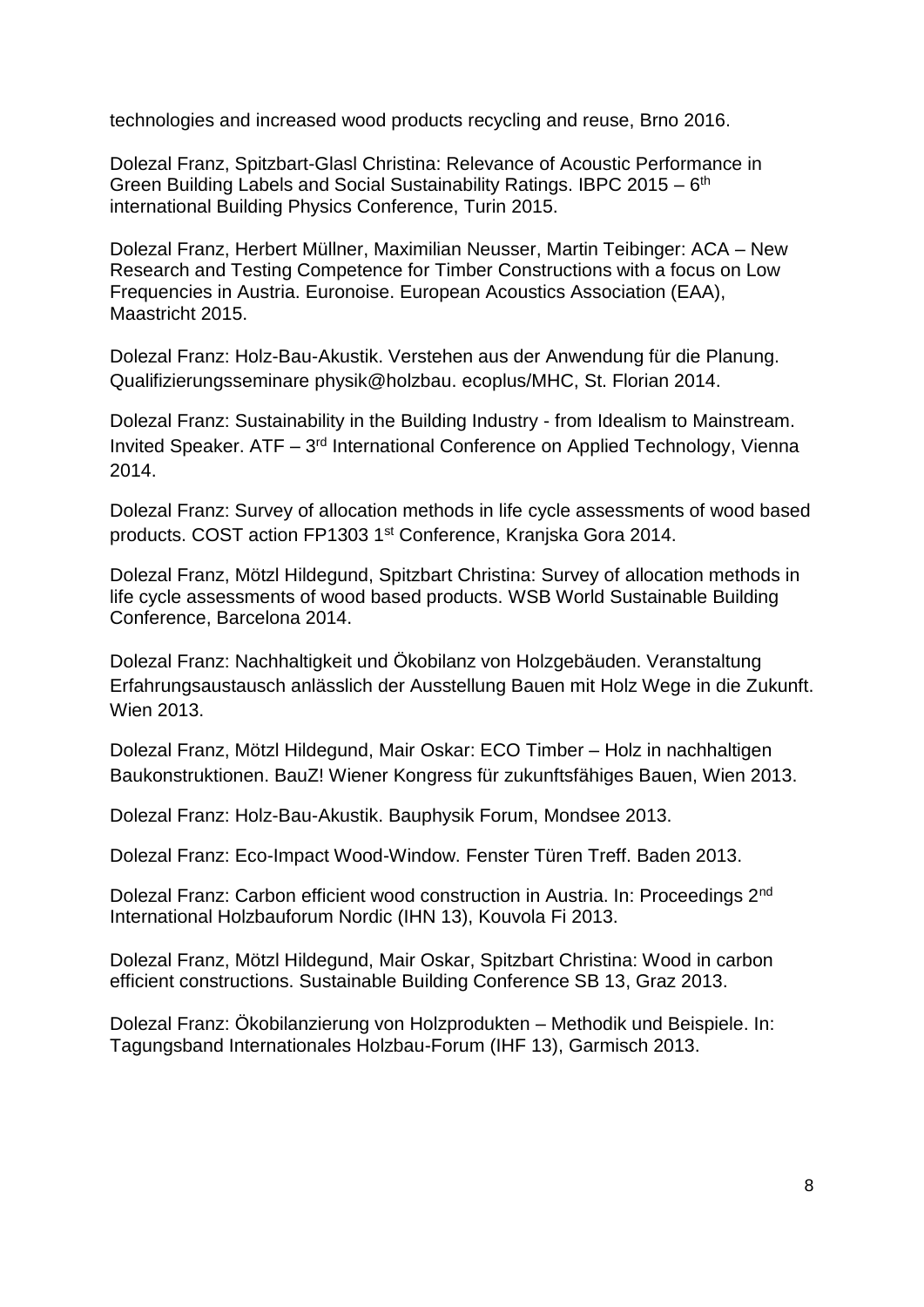technologies and increased wood products recycling and reuse, Brno 2016.

Dolezal Franz, Spitzbart-Glasl Christina: Relevance of Acoustic Performance in Green Building Labels and Social Sustainability Ratings. IBPC 2015 – 6th international Building Physics Conference, Turin 2015.

Dolezal Franz, Herbert Müllner, Maximilian Neusser, Martin Teibinger: ACA – New Research and Testing Competence for Timber Constructions with a focus on Low Frequencies in Austria. Euronoise. European Acoustics Association (EAA), Maastricht 2015.

Dolezal Franz: Holz-Bau-Akustik. Verstehen aus der Anwendung für die Planung. Qualifizierungsseminare physik@holzbau. ecoplus/MHC, St. Florian 2014.

Dolezal Franz: Sustainability in the Building Industry - from Idealism to Mainstream. Invited Speaker. ATF – 3rd International Conference on Applied Technology, Vienna 2014.

Dolezal Franz: Survey of allocation methods in life cycle assessments of wood based products. COST action FP1303 1st Conference, Kranjska Gora 2014.

Dolezal Franz, Mötzl Hildegund, Spitzbart Christina: Survey of allocation methods in life cycle assessments of wood based products. WSB World Sustainable Building Conference, Barcelona 2014.

Dolezal Franz: Nachhaltigkeit und Ökobilanz von Holzgebäuden. Veranstaltung Erfahrungsaustausch anlässlich der Ausstellung Bauen mit Holz Wege in die Zukunft. Wien 2013.

Dolezal Franz, Mötzl Hildegund, Mair Oskar: ECO Timber – Holz in nachhaltigen Baukonstruktionen. BauZ! Wiener Kongress für zukunftsfähiges Bauen, Wien 2013.

Dolezal Franz: Holz-Bau-Akustik. Bauphysik Forum, Mondsee 2013.

Dolezal Franz: Eco-Impact Wood-Window. Fenster Türen Treff. Baden 2013.

Dolezal Franz: Carbon efficient wood construction in Austria. In: Proceedings 2nd International Holzbauforum Nordic (IHN 13), Kouvola Fi 2013.

Dolezal Franz, Mötzl Hildegund, Mair Oskar, Spitzbart Christina: Wood in carbon efficient constructions. Sustainable Building Conference SB 13, Graz 2013.

Dolezal Franz: Ökobilanzierung von Holzprodukten – Methodik und Beispiele. In: Tagungsband Internationales Holzbau-Forum (IHF 13), Garmisch 2013.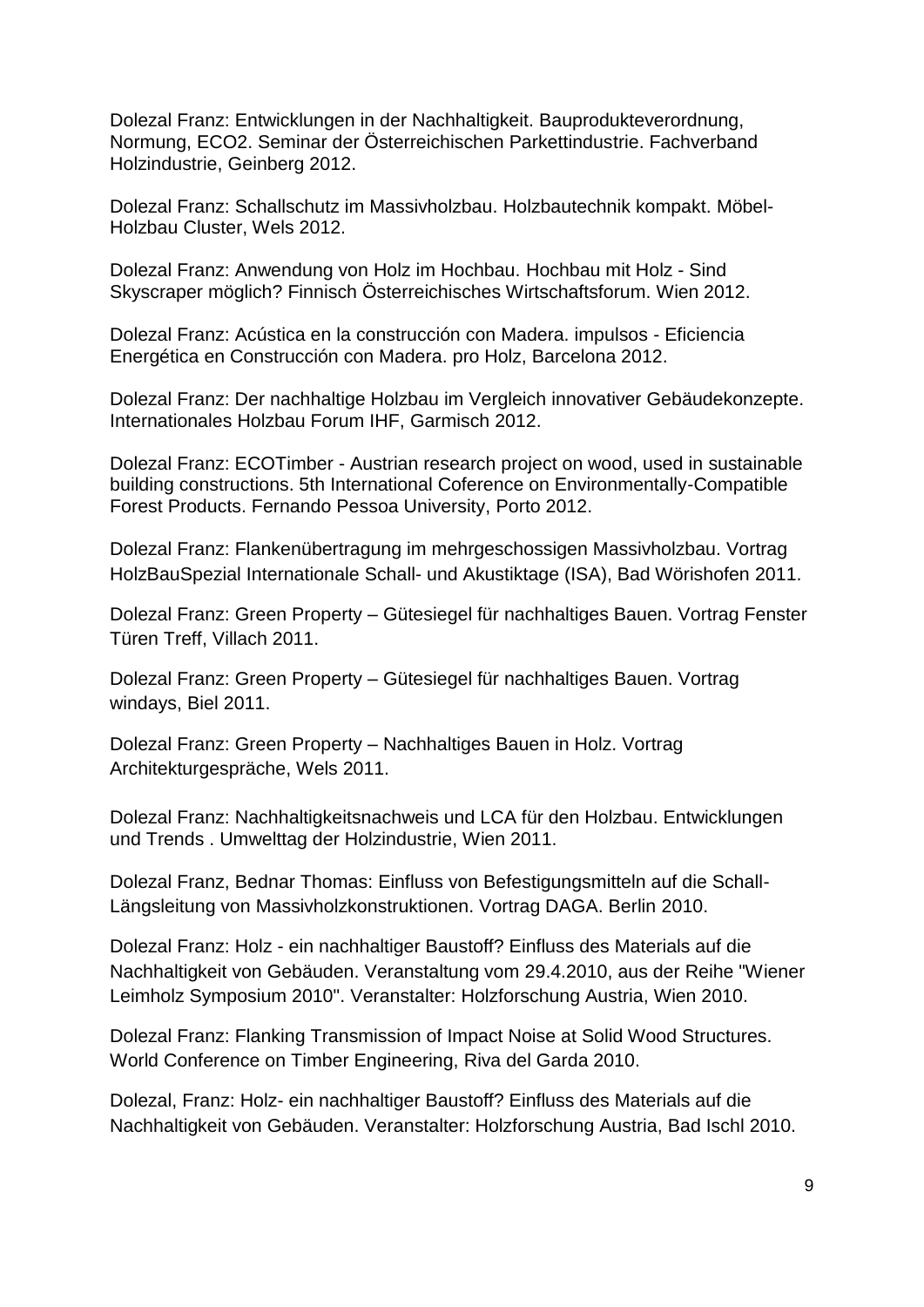Dolezal Franz: Entwicklungen in der Nachhaltigkeit. Bauprodukteverordnung, Normung, ECO2. Seminar der Österreichischen Parkettindustrie. Fachverband Holzindustrie, Geinberg 2012.

Dolezal Franz: Schallschutz im Massivholzbau. Holzbautechnik kompakt. Möbel-Holzbau Cluster, Wels 2012.

Dolezal Franz: Anwendung von Holz im Hochbau. Hochbau mit Holz - Sind Skyscraper möglich? Finnisch Österreichisches Wirtschaftsforum. Wien 2012.

Dolezal Franz: Acústica en la construcción con Madera. impulsos - Eficiencia Energética en Construcción con Madera. pro Holz, Barcelona 2012.

Dolezal Franz: Der nachhaltige Holzbau im Vergleich innovativer Gebäudekonzepte. Internationales Holzbau Forum IHF, Garmisch 2012.

Dolezal Franz: ECOTimber - Austrian research project on wood, used in sustainable building constructions. 5th International Coference on Environmentally-Compatible Forest Products. Fernando Pessoa University, Porto 2012.

Dolezal Franz: Flankenübertragung im mehrgeschossigen Massivholzbau. Vortrag HolzBauSpezial Internationale Schall- und Akustiktage (ISA), Bad Wörishofen 2011.

Dolezal Franz: Green Property – Gütesiegel für nachhaltiges Bauen. Vortrag Fenster Türen Treff, Villach 2011.

Dolezal Franz: Green Property – Gütesiegel für nachhaltiges Bauen. Vortrag windays, Biel 2011.

Dolezal Franz: Green Property – Nachhaltiges Bauen in Holz. Vortrag Architekturgespräche, Wels 2011.

Dolezal Franz: Nachhaltigkeitsnachweis und LCA für den Holzbau. Entwicklungen und Trends . Umwelttag der Holzindustrie, Wien 2011.

Dolezal Franz, Bednar Thomas: Einfluss von Befestigungsmitteln auf die Schall-Längsleitung von Massivholzkonstruktionen. Vortrag DAGA. Berlin 2010.

Dolezal Franz: Holz - ein nachhaltiger Baustoff? Einfluss des Materials auf die Nachhaltigkeit von Gebäuden. Veranstaltung vom 29.4.2010, aus der Reihe "Wiener Leimholz Symposium 2010". Veranstalter: Holzforschung Austria, Wien 2010.

Dolezal Franz: Flanking Transmission of Impact Noise at Solid Wood Structures. World Conference on Timber Engineering, Riva del Garda 2010.

Dolezal, Franz: Holz- ein nachhaltiger Baustoff? Einfluss des Materials auf die Nachhaltigkeit von Gebäuden. Veranstalter: Holzforschung Austria, Bad Ischl 2010.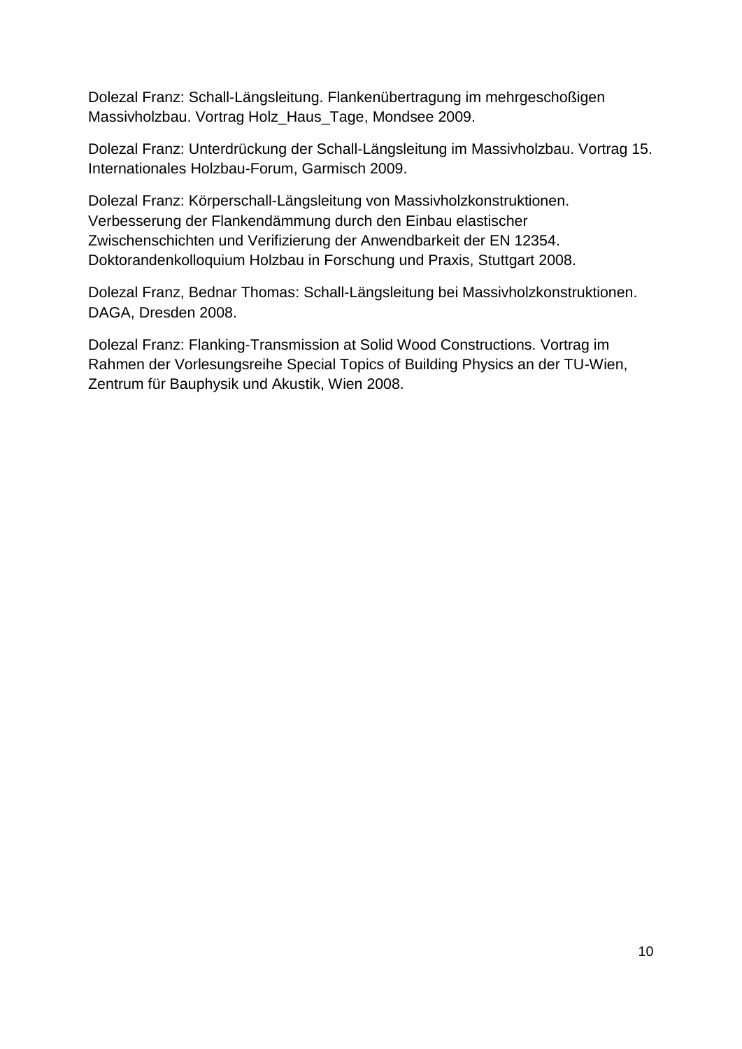Dolezal Franz: Schall-Längsleitung. Flankenübertragung im mehrgeschoßigen Massivholzbau. Vortrag Holz_Haus_Tage, Mondsee 2009.

Dolezal Franz: Unterdrückung der Schall-Längsleitung im Massivholzbau. Vortrag 15. Internationales Holzbau-Forum, Garmisch 2009.

Dolezal Franz: Körperschall-Längsleitung von Massivholzkonstruktionen. Verbesserung der Flankendämmung durch den Einbau elastischer Zwischenschichten und Verifizierung der Anwendbarkeit der EN 12354. Doktorandenkolloquium Holzbau in Forschung und Praxis, Stuttgart 2008.

Dolezal Franz, Bednar Thomas: Schall-Längsleitung bei Massivholzkonstruktionen. DAGA, Dresden 2008.

Dolezal Franz: Flanking-Transmission at Solid Wood Constructions. Vortrag im Rahmen der Vorlesungsreihe Special Topics of Building Physics an der TU-Wien, Zentrum für Bauphysik und Akustik, Wien 2008.